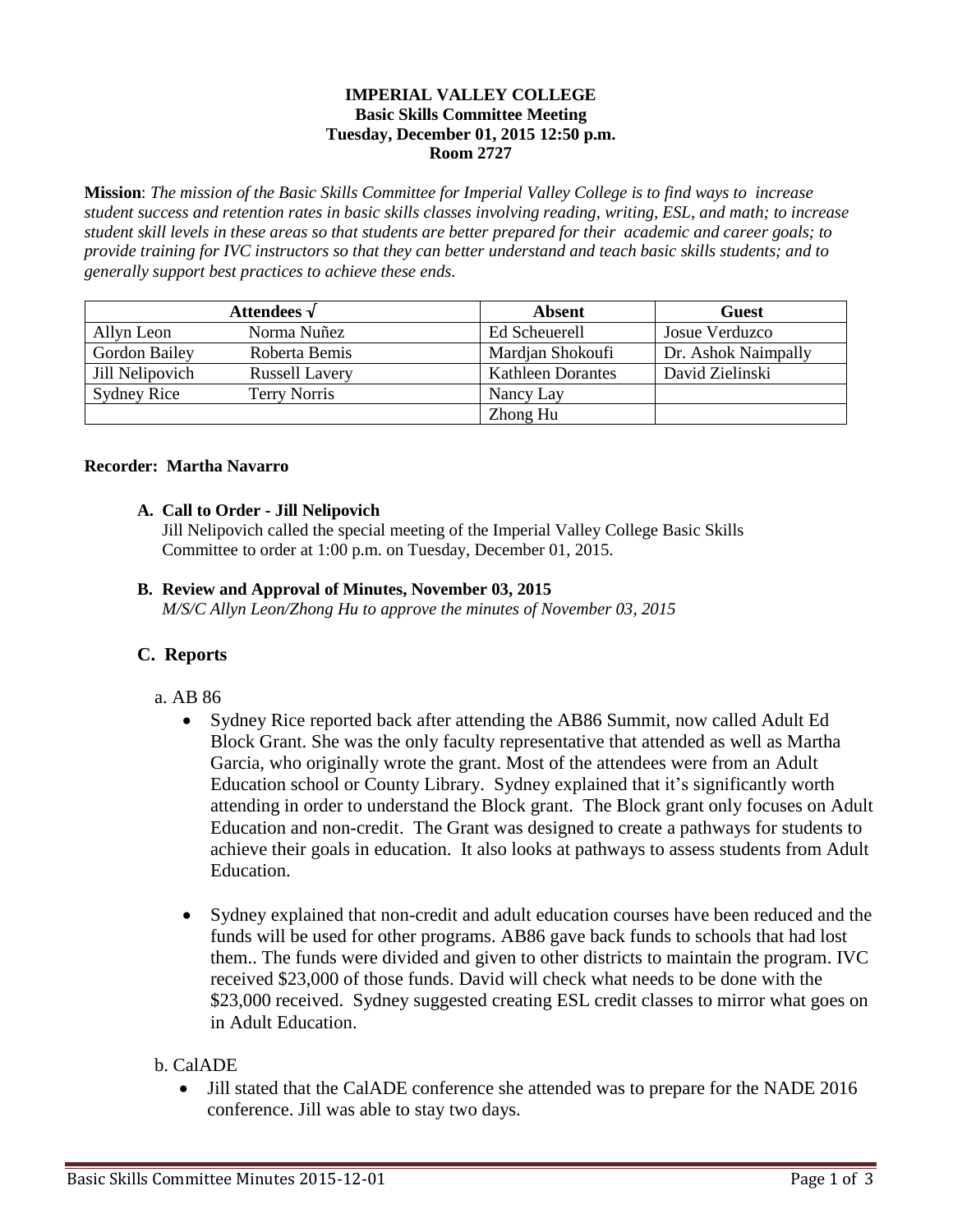**IMPERIAL VALLEY COLLEGE**
**Basic Skills Committee Meeting**
**Tuesday, December 01, 2015 12:50 p.m.**
**Room 2727**

**Mission**: *The mission of the Basic Skills Committee for Imperial Valley College is to find ways to increase student success and retention rates in basic skills classes involving reading, writing, ESL, and math; to increase student skill levels in these areas so that students are better prepared for their academic and career goals; to provide training for IVC instructors so that they can better understand and teach basic skills students; and to generally support best practices to achieve these ends.*

| Attendees √ | | Absent | Guest |
|---|---|---|---|
| Allyn Leon | Norma Nuñez | Ed Scheuerell | Josue Verduzco |
| Gordon Bailey | Roberta Bemis | Mardjan Shokoufi | Dr. Ashok Naimpally |
| Jill Nelipovich | Russell Lavery | Kathleen Dorantes | David Zielinski |
| Sydney Rice | Terry Norris | Nancy Lay | |
| | | Zhong Hu | |

**Recorder: Martha Navarro**

**A. Call to Order - Jill Nelipovich**
Jill Nelipovich called the special meeting of the Imperial Valley College Basic Skills Committee to order at 1:00 p.m. on Tuesday, December 01, 2015.

**B. Review and Approval of Minutes, November 03, 2015**
*M/S/C Allyn Leon/Zhong Hu to approve the minutes of November 03, 2015*

## C. Reports

a. AB 86

- Sydney Rice reported back after attending the AB86 Summit, now called Adult Ed Block Grant. She was the only faculty representative that attended as well as Martha Garcia, who originally wrote the grant. Most of the attendees were from an Adult Education school or County Library. Sydney explained that it's significantly worth attending in order to understand the Block grant. The Block grant only focuses on Adult Education and non-credit. The Grant was designed to create a pathways for students to achieve their goals in education. It also looks at pathways to assess students from Adult Education.

- Sydney explained that non-credit and adult education courses have been reduced and the funds will be used for other programs. AB86 gave back funds to schools that had lost them.. The funds were divided and given to other districts to maintain the program. IVC received $23,000 of those funds. David will check what needs to be done with the $23,000 received. Sydney suggested creating ESL credit classes to mirror what goes on in Adult Education.

b. CalADE

- Jill stated that the CalADE conference she attended was to prepare for the NADE 2016 conference. Jill was able to stay two days.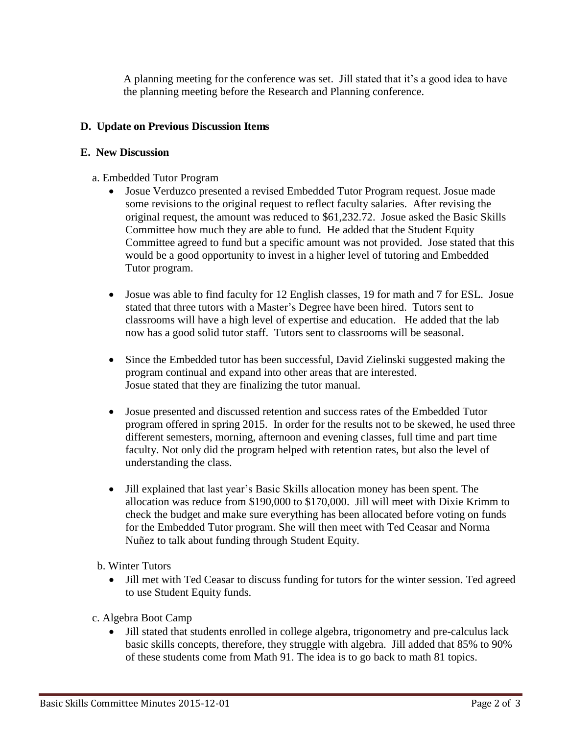A planning meeting for the conference was set. Jill stated that it's a good idea to have the planning meeting before the Research and Planning conference.

**D. Update on Previous Discussion Items**

**E. New Discussion**

a. Embedded Tutor Program

- Josue Verduzco presented a revised Embedded Tutor Program request. Josue made some revisions to the original request to reflect faculty salaries. After revising the original request, the amount was reduced to $61,232.72. Josue asked the Basic Skills Committee how much they are able to fund. He added that the Student Equity Committee agreed to fund but a specific amount was not provided. Jose stated that this would be a good opportunity to invest in a higher level of tutoring and Embedded Tutor program.

- Josue was able to find faculty for 12 English classes, 19 for math and 7 for ESL. Josue stated that three tutors with a Master's Degree have been hired. Tutors sent to classrooms will have a high level of expertise and education. He added that the lab now has a good solid tutor staff. Tutors sent to classrooms will be seasonal.

- Since the Embedded tutor has been successful, David Zielinski suggested making the program continual and expand into other areas that are interested. Josue stated that they are finalizing the tutor manual.

- Josue presented and discussed retention and success rates of the Embedded Tutor program offered in spring 2015. In order for the results not to be skewed, he used three different semesters, morning, afternoon and evening classes, full time and part time faculty. Not only did the program helped with retention rates, but also the level of understanding the class.

- Jill explained that last year's Basic Skills allocation money has been spent. The allocation was reduce from $190,000 to $170,000. Jill will meet with Dixie Krimm to check the budget and make sure everything has been allocated before voting on funds for the Embedded Tutor program. She will then meet with Ted Ceasar and Norma Nuñez to talk about funding through Student Equity.

b. Winter Tutors

- Jill met with Ted Ceasar to discuss funding for tutors for the winter session. Ted agreed to use Student Equity funds.

c. Algebra Boot Camp

- Jill stated that students enrolled in college algebra, trigonometry and pre-calculus lack basic skills concepts, therefore, they struggle with algebra. Jill added that 85% to 90% of these students come from Math 91. The idea is to go back to math 81 topics.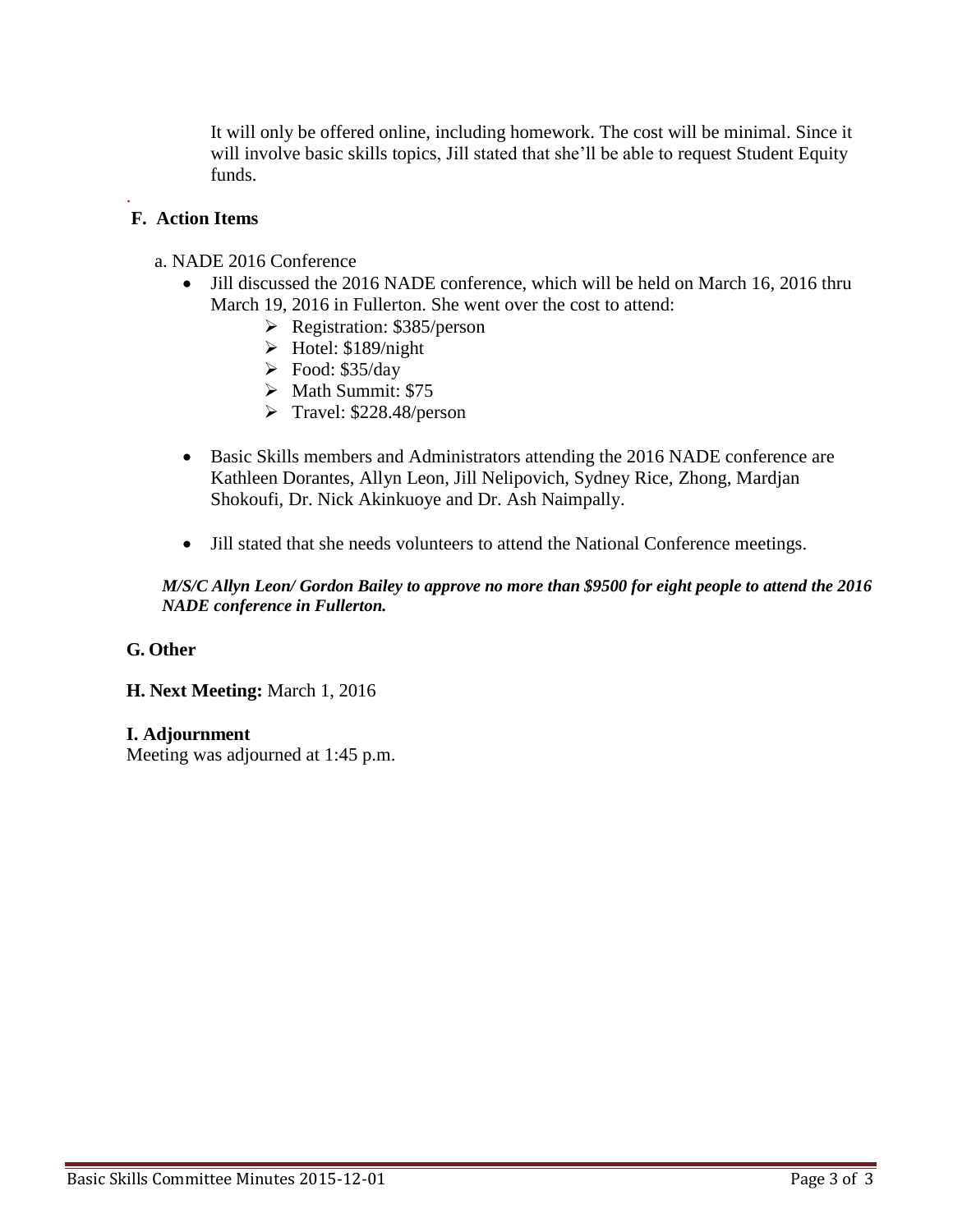It will only be offered online, including homework. The cost will be minimal. Since it will involve basic skills topics, Jill stated that she'll be able to request Student Equity funds.

## F. Action Items

a. NADE 2016 Conference

- Jill discussed the 2016 NADE conference, which will be held on March 16, 2016 thru March 19, 2016 in Fullerton. She went over the cost to attend:
  - Registration: $385/person
  - Hotel: $189/night
  - Food: $35/day
  - Math Summit: $75
  - Travel: $228.48/person
- Basic Skills members and Administrators attending the 2016 NADE conference are Kathleen Dorantes, Allyn Leon, Jill Nelipovich, Sydney Rice, Zhong, Mardjan Shokoufi, Dr. Nick Akinkuoye and Dr. Ash Naimpally.
- Jill stated that she needs volunteers to attend the National Conference meetings.

***M/S/C Allyn Leon/ Gordon Bailey to approve no more than $9500 for eight people to attend the 2016 NADE conference in Fullerton.***

## G. Other

**H. Next Meeting:** March 1, 2016

## I. Adjournment

Meeting was adjourned at 1:45 p.m.